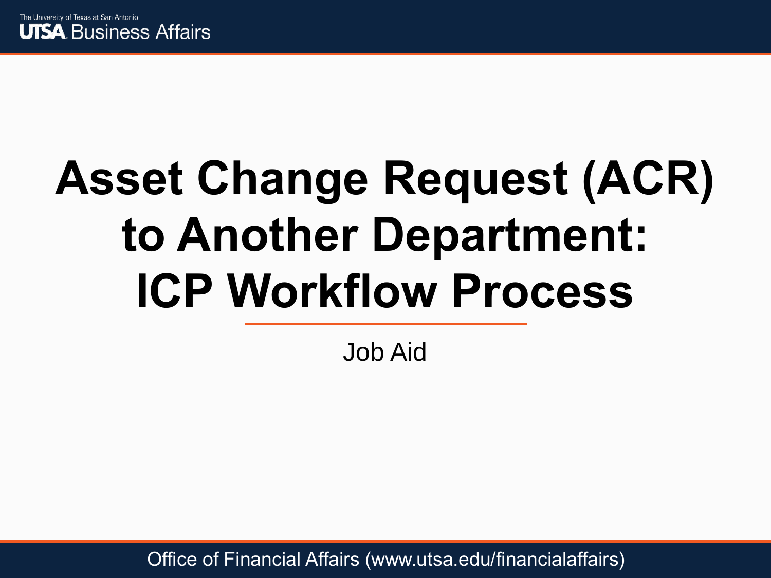# Asset Change Request (ACR) to Another Department: ICP Workflow Process

Job Aid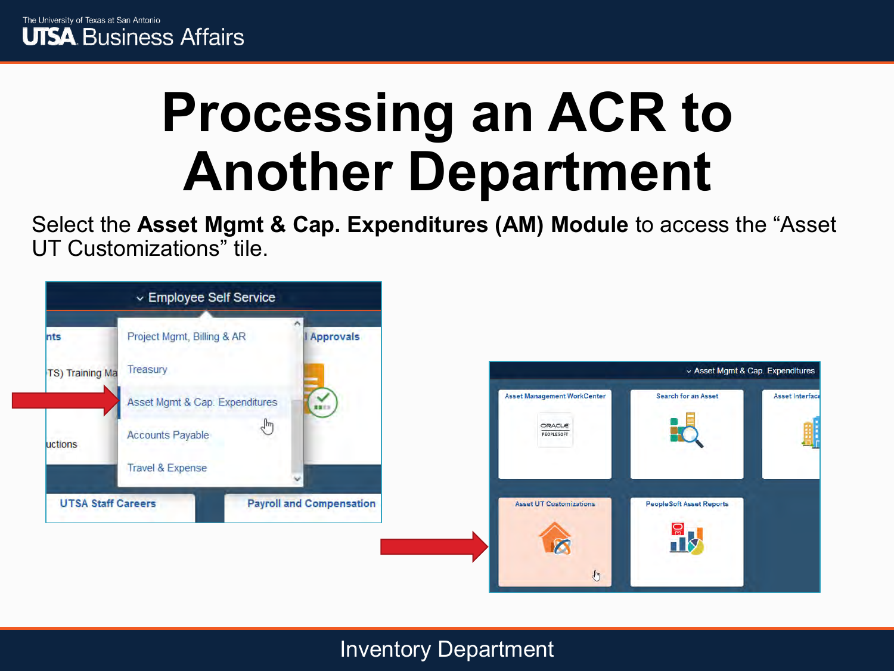# Processing an ACR to Another Department

Select the **Asset Mgmt & Cap. Expenditures (AM) Module** to access the "Asset UT Customizations" tile.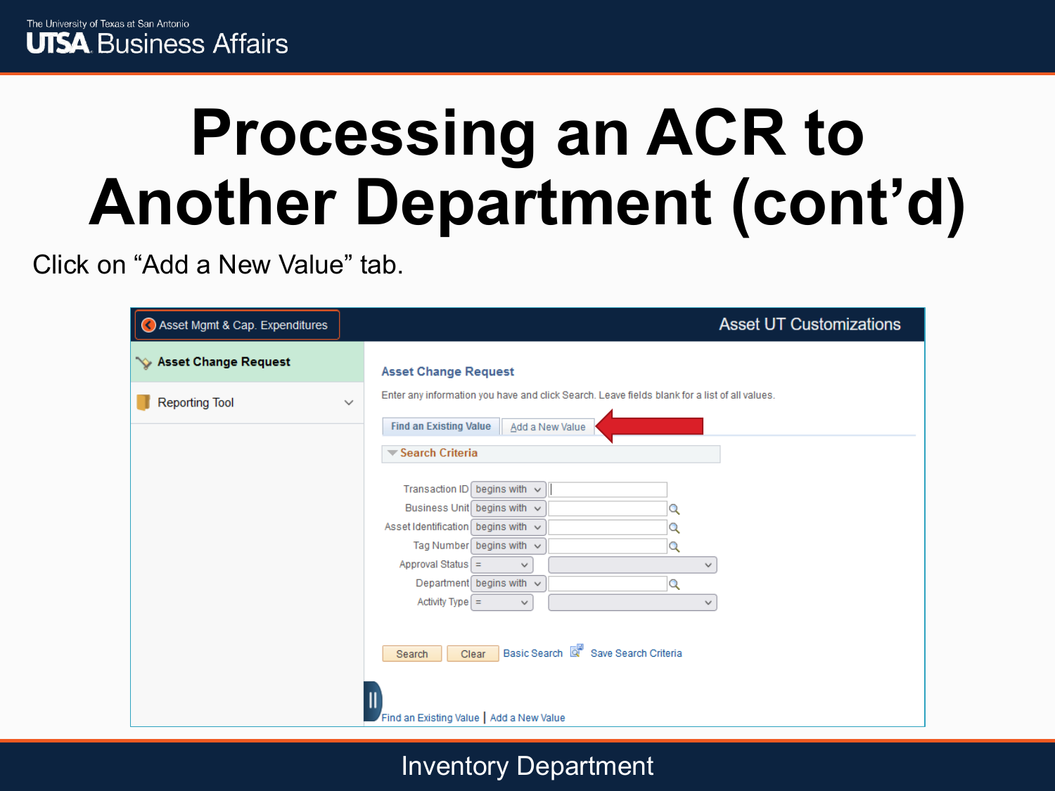# Processing an ACR to Another Department (cont'd)

Click on "Add a New Value" tab.

Asset Mgmt & Cap. Expenditures

Asset UT Customizations

Asset Change Request

Reporting Tool

## Asset Change Request

Enter any information you have and click Search. Leave fields blank for a list of all values.

Find an Existing Value | Add a New Value

**Search Criteria**

| Field | Operator | Value |
| --- | --- | --- |
| Transaction ID | begins with | |
| Business Unit | begins with | |
| Asset Identification | begins with | |
| Tag Number | begins with | |
| Approval Status | = | |
| Department | begins with | |
| Activity Type | = | |

Search | Clear | Basic Search | Save Search Criteria

Find an Existing Value | Add a New Value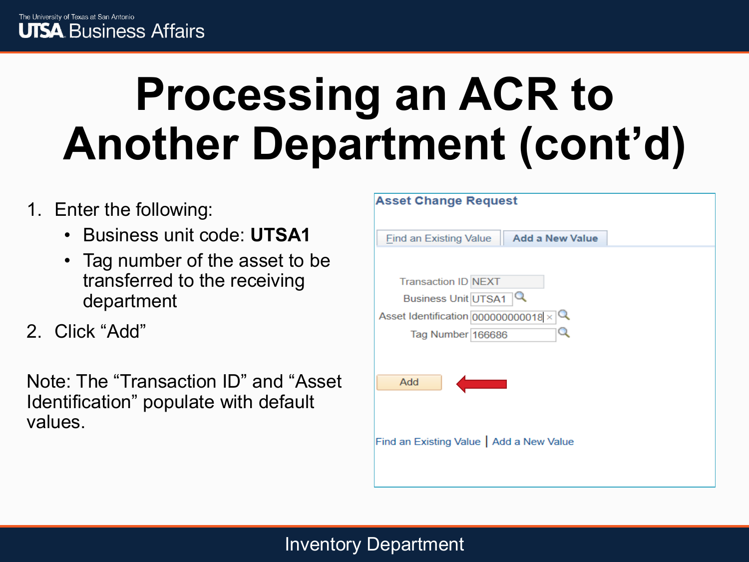# Processing an ACR to Another Department (cont'd)

1. Enter the following:
   - Business unit code: **UTSA1**
   - Tag number of the asset to be transferred to the receiving department
2. Click "Add"

Note: The "Transaction ID" and "Asset Identification" populate with default values.

**Asset Change Request**

Find an Existing Value | Add a New Value

Transaction ID: NEXT

Business Unit: UTSA1

Asset Identification: 000000000018

Tag Number: 166686

Add

Find an Existing Value | Add a New Value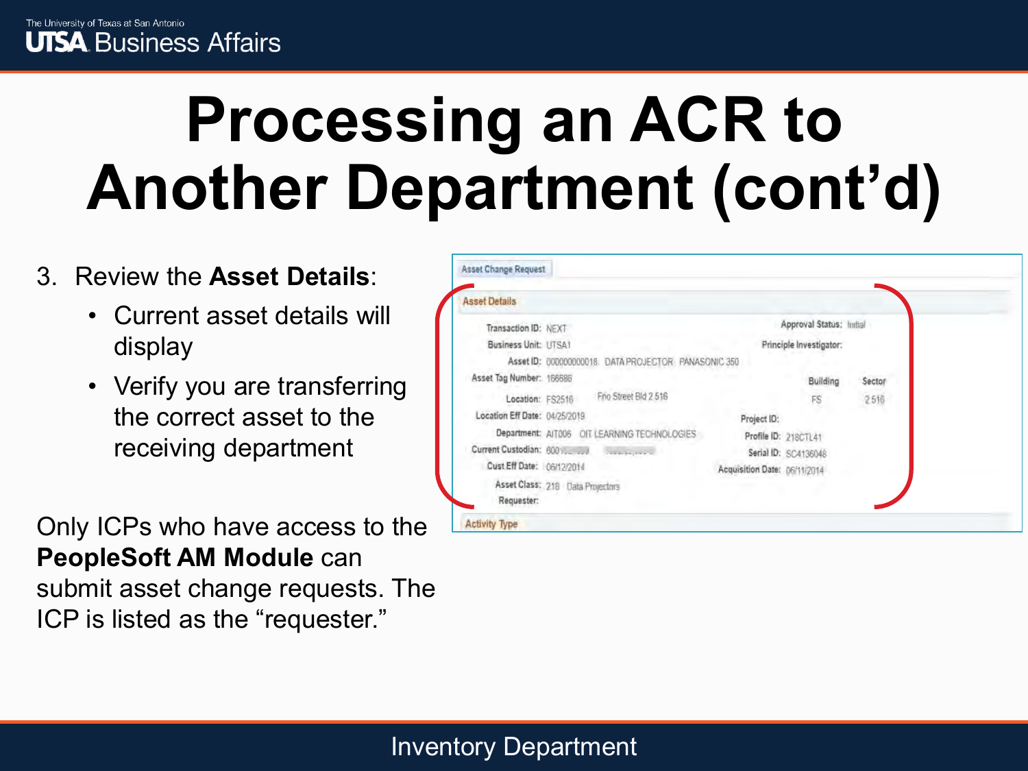# Processing an ACR to Another Department (cont'd)

3. Review the **Asset Details**:
   - Current asset details will display
   - Verify you are transferring the correct asset to the receiving department

Only ICPs who have access to the **PeopleSoft AM Module** can submit asset change requests. The ICP is listed as the "requester."

Asset Change Request

Asset Details

Transaction ID: NEXT
Business Unit: UTSA1
Asset ID: 000000000018 DATA PROJECTOR PANASONIC 350
Asset Tag Number: 166686
Location: FS2516 Frio Street Bld 2.516
Location Eff Date: 04/25/2019
Department: AIT006 OIT LEARNING TECHNOLOGIES
Current Custodian: 600
Cust Eff Date: 06/12/2014
Asset Class: 218 Data Projectors
Requester:

Approval Status: Initial
Principle Investigator:
Building: FS
Sector: 2.516
Project ID:
Profile ID: 218CTL41
Serial ID: SC4136048
Acquisition Date: 06/11/2014

Activity Type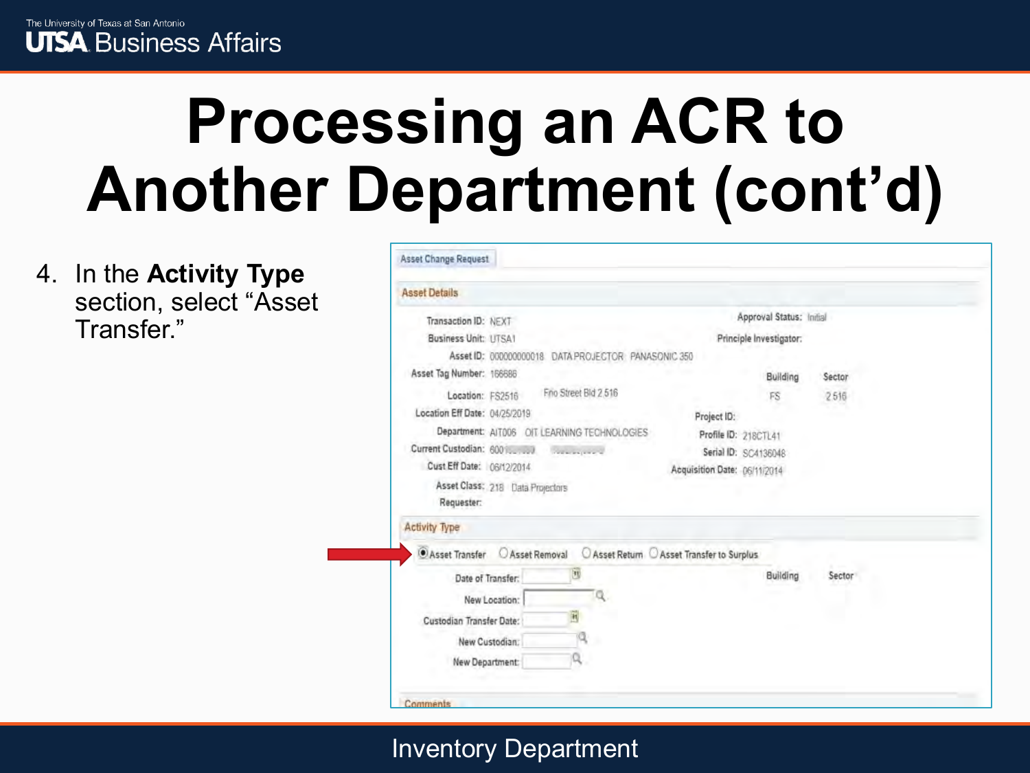# Processing an ACR to Another Department (cont'd)

4. In the **Activity Type** section, select "Asset Transfer."

Asset Change Request

**Asset Details**

Transaction ID: NEXT
Business Unit: UTSA1
Asset ID: 000000000018 DATA PROJECTOR PANASONIC 350
Asset Tag Number: 166686
Location: FS2516 Frio Street Bld 2.516
Location Eff Date: 04/25/2019
Department: AIT006 OIT LEARNING TECHNOLOGIES
Current Custodian: 600
Cust Eff Date: 06/12/2014
Asset Class: 218 Data Projectors
Requester:

Approval Status: Initial
Principle Investigator:
Building: FS
Sector: 2.516
Project ID:
Profile ID: 218CTL41
Serial ID: SC4136048
Acquisition Date: 06/11/2014

**Activity Type**

(•) Asset Transfer ( ) Asset Removal ( ) Asset Return ( ) Asset Transfer to Surplus

Date of Transfer:
New Location:
Custodian Transfer Date:
New Custodian:
New Department:
Building
Sector

Comments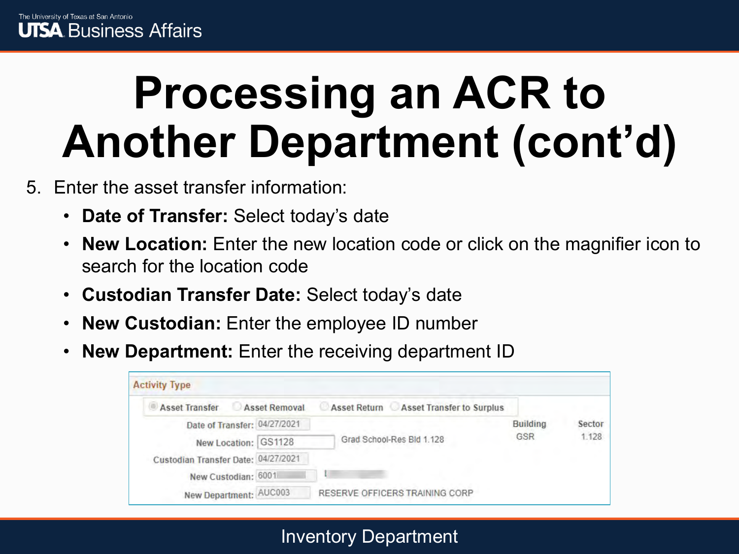# Processing an ACR to Another Department (cont'd)

5. Enter the asset transfer information:
   - **Date of Transfer:** Select today's date
   - **New Location:** Enter the new location code or click on the magnifier icon to search for the location code
   - **Custodian Transfer Date:** Select today's date
   - **New Custodian:** Enter the employee ID number
   - **New Department:** Enter the receiving department ID

Activity Type

Asset Transfer | Asset Removal | Asset Return | Asset Transfer to Surplus

Date of Transfer: 04/27/2021

New Location: GS1128 Grad School-Res Bld 1.128

Building: GSR | Sector: 1.128

Custodian Transfer Date: 04/27/2021

New Custodian: 6001

New Department: AUC003 RESERVE OFFICERS TRAINING CORP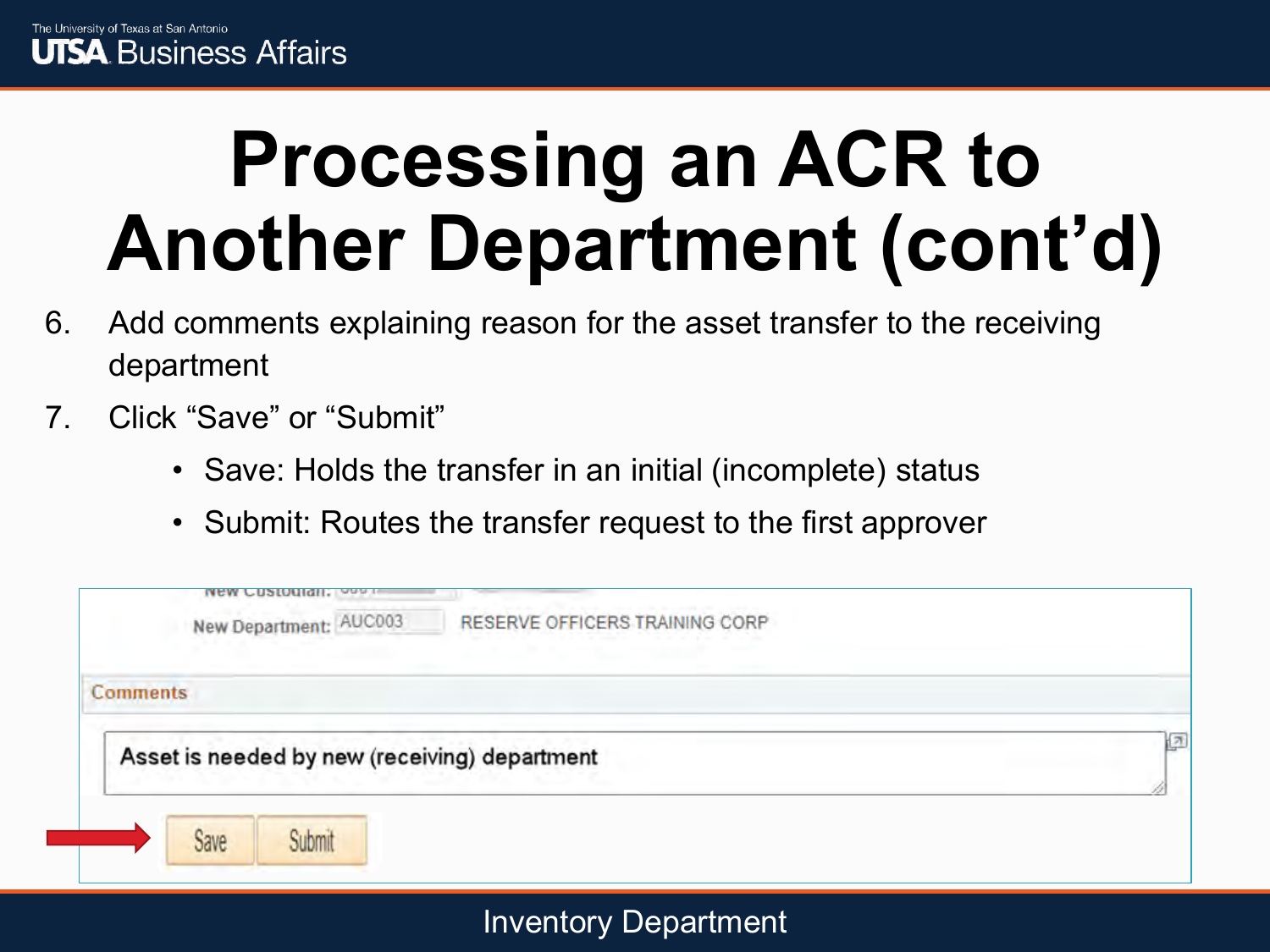# Processing an ACR to Another Department (cont'd)

6. Add comments explaining reason for the asset transfer to the receiving department
7. Click "Save" or "Submit"
   - Save: Holds the transfer in an initial (incomplete) status
   - Submit: Routes the transfer request to the first approver

New Department: AUC003 RESERVE OFFICERS TRAINING CORP

Comments

Asset is needed by new (receiving) department

Save Submit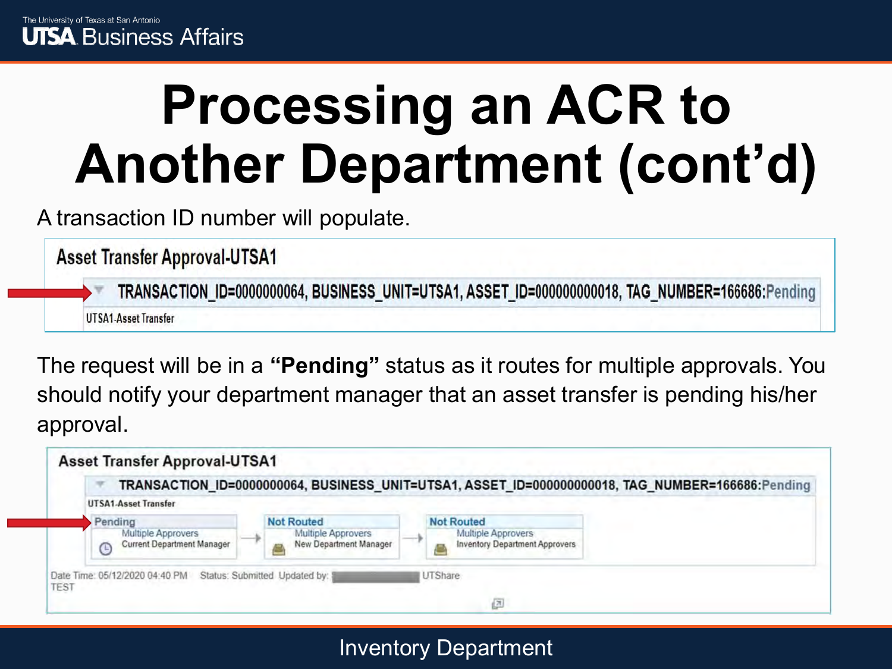# Processing an ACR to Another Department (cont'd)

A transaction ID number will populate.

Asset Transfer Approval-UTSA1

TRANSACTION_ID=0000000064, BUSINESS_UNIT=UTSA1, ASSET_ID=000000000018, TAG_NUMBER=166686:Pending

UTSA1-Asset Transfer

The request will be in a **"Pending"** status as it routes for multiple approvals. You should notify your department manager that an asset transfer is pending his/her approval.

Asset Transfer Approval-UTSA1

TRANSACTION_ID=0000000064, BUSINESS_UNIT=UTSA1, ASSET_ID=000000000018, TAG_NUMBER=166686:Pending

UTSA1-Asset Transfer

Pending
Multiple Approvers
Current Department Manager

Not Routed
Multiple Approvers
New Department Manager

Not Routed
Multiple Approvers
Inventory Department Approvers

Date Time: 05/12/2020 04:40 PM Status: Submitted Updated by: UTShare

TEST